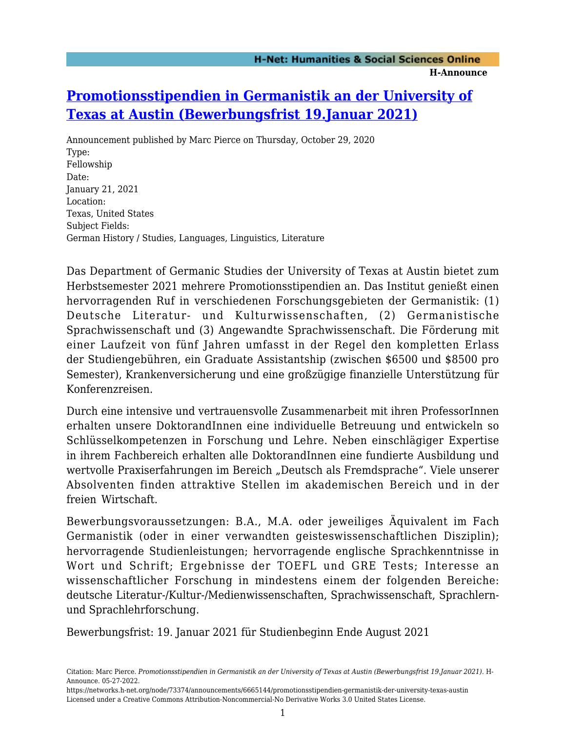# Promotionsstipendien in Germanistik an der University of Texas at Austin (Bewerbungsfrist 19.Januar 2021)

Announcement published by Marc Pierce on Thursday, October 29, 2020

Type:
Fellowship

Date:
January 21, 2021

Location:
Texas, United States

Subject Fields:
German History / Studies, Languages, Linguistics, Literature

Das Department of Germanic Studies der University of Texas at Austin bietet zum Herbstsemester 2021 mehrere Promotionsstipendien an. Das Institut genießt einen hervorragenden Ruf in verschiedenen Forschungsgebieten der Germanistik: (1) Deutsche Literatur- und Kulturwissenschaften, (2) Germanistische Sprachwissenschaft und (3) Angewandte Sprachwissenschaft. Die Förderung mit einer Laufzeit von fünf Jahren umfasst in der Regel den kompletten Erlass der Studiengebühren, ein Graduate Assistantship (zwischen $6500 und $8500 pro Semester), Krankenversicherung und eine großzügige finanzielle Unterstützung für Konferenzreisen.

Durch eine intensive und vertrauensvolle Zusammenarbeit mit ihren ProfessorInnen erhalten unsere DoktorandInnen eine individuelle Betreuung und entwickeln so Schlüsselkompetenzen in Forschung und Lehre. Neben einschlägiger Expertise in ihrem Fachbereich erhalten alle DoktorandInnen eine fundierte Ausbildung und wertvolle Praxiserfahrungen im Bereich „Deutsch als Fremdsprache". Viele unserer Absolventen finden attraktive Stellen im akademischen Bereich und in der freien Wirtschaft.

Bewerbungsvoraussetzungen: B.A., M.A. oder jeweiliges Äquivalent im Fach Germanistik (oder in einer verwandten geisteswissenschaftlichen Disziplin); hervorragende Studienleistungen; hervorragende englische Sprachkenntnisse in Wort und Schrift; Ergebnisse der TOEFL und GRE Tests; Interesse an wissenschaftlicher Forschung in mindestens einem der folgenden Bereiche: deutsche Literatur-/Kultur-/Medienwissenschaften, Sprachwissenschaft, Sprachlern- und Sprachlehrforschung.

Bewerbungsfrist: 19. Januar 2021 für Studienbeginn Ende August 2021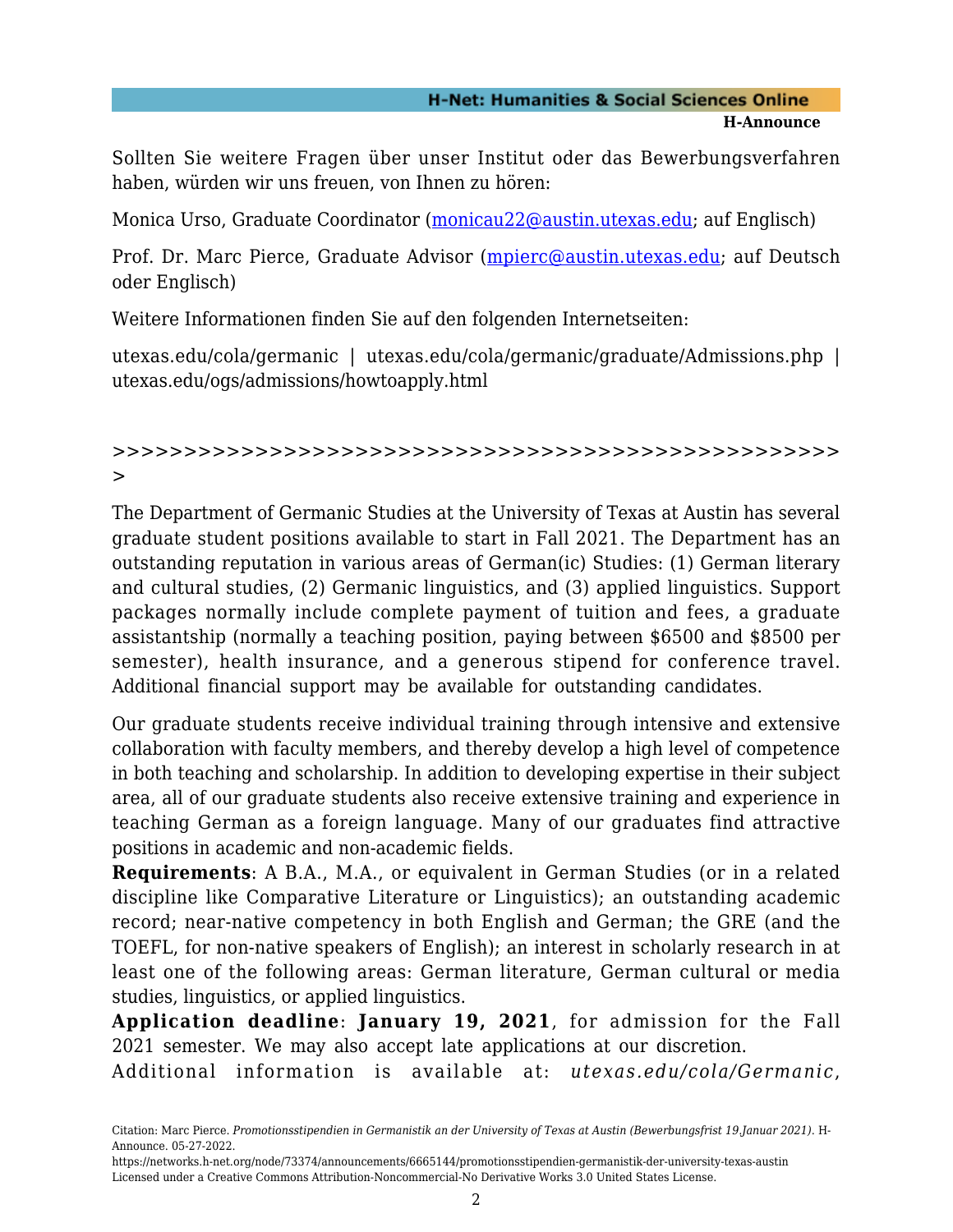Sollten Sie weitere Fragen über unser Institut oder das Bewerbungsverfahren haben, würden wir uns freuen, von Ihnen zu hören:

Monica Urso, Graduate Coordinator (monicau22@austin.utexas.edu; auf Englisch)

Prof. Dr. Marc Pierce, Graduate Advisor (mpierc@austin.utexas.edu; auf Deutsch oder Englisch)

Weitere Informationen finden Sie auf den folgenden Internetseiten:

utexas.edu/cola/germanic | utexas.edu/cola/germanic/graduate/Admissions.php | utexas.edu/ogs/admissions/howtoapply.html

**>>>>>>>>>>>>>>>>>>>>>>>>>>>>>>>>>>>>>>>>>>>>>>>>>>>**

The Department of Germanic Studies at the University of Texas at Austin has several graduate student positions available to start in Fall 2021. The Department has an outstanding reputation in various areas of German(ic) Studies: (1) German literary and cultural studies, (2) Germanic linguistics, and (3) applied linguistics. Support packages normally include complete payment of tuition and fees, a graduate assistantship (normally a teaching position, paying between $6500 and $8500 per semester), health insurance, and a generous stipend for conference travel. Additional financial support may be available for outstanding candidates.

Our graduate students receive individual training through intensive and extensive collaboration with faculty members, and thereby develop a high level of competence in both teaching and scholarship. In addition to developing expertise in their subject area, all of our graduate students also receive extensive training and experience in teaching German as a foreign language. Many of our graduates find attractive positions in academic and non-academic fields.

**Requirements**: A B.A., M.A., or equivalent in German Studies (or in a related discipline like Comparative Literature or Linguistics); an outstanding academic record; near-native competency in both English and German; the GRE (and the TOEFL, for non-native speakers of English); an interest in scholarly research in at least one of the following areas: German literature, German cultural or media studies, linguistics, or applied linguistics.

**Application deadline**: **January 19, 2021**, for admission for the Fall 2021 semester. We may also accept late applications at our discretion.

Additional information is available at: *utexas.edu/cola/Germanic*,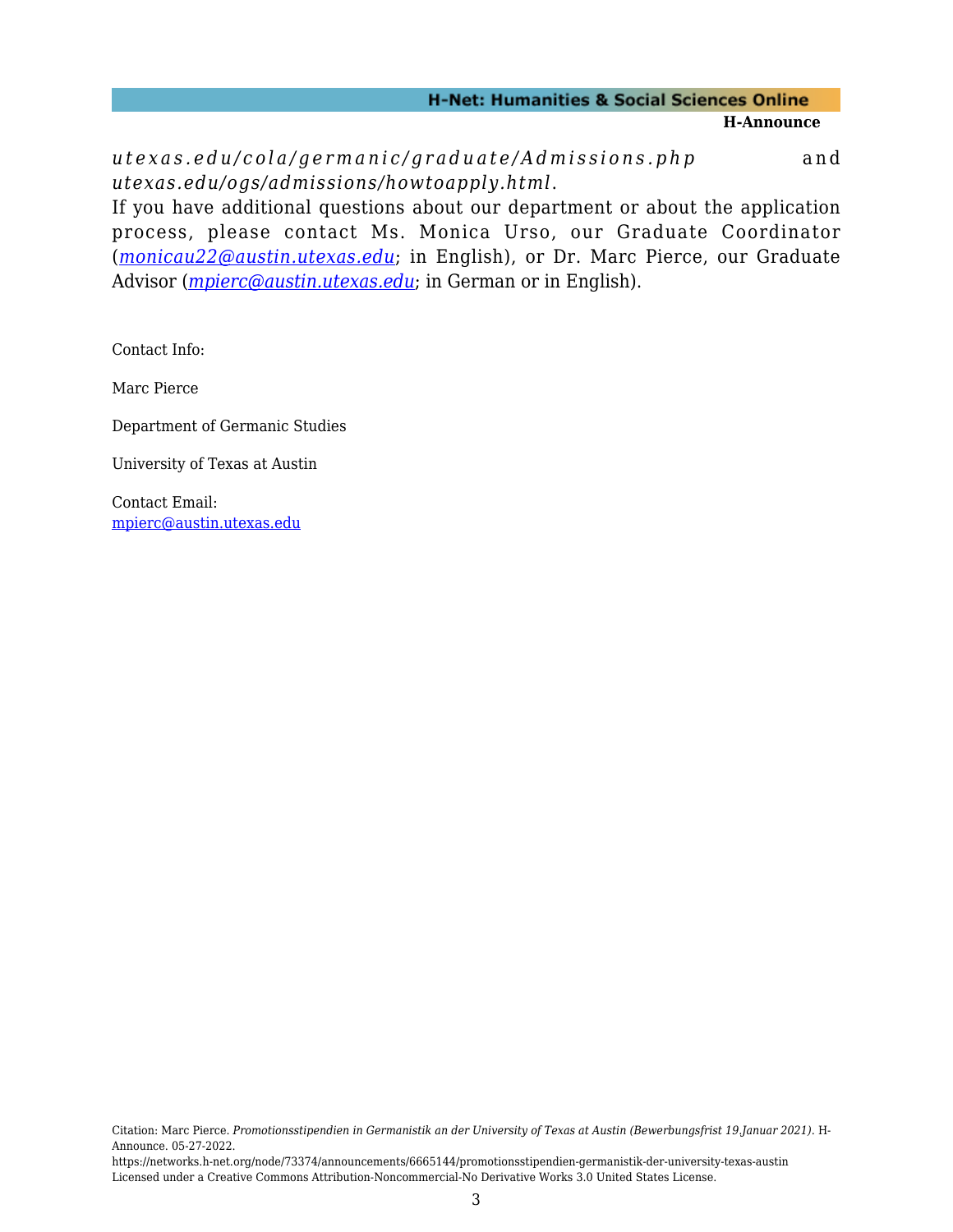*utexas.edu/cola/germanic/graduate/Admissions.php* and *utexas.edu/ogs/admissions/howtoapply.html*.

If you have additional questions about our department or about the application process, please contact Ms. Monica Urso, our Graduate Coordinator (*monicau22@austin.utexas.edu*; in English), or Dr. Marc Pierce, our Graduate Advisor (*mpierc@austin.utexas.edu*; in German or in English).

Contact Info:

Marc Pierce

Department of Germanic Studies

University of Texas at Austin

Contact Email:
mpierc@austin.utexas.edu

Citation: Marc Pierce. *Promotionsstipendien in Germanistik an der University of Texas at Austin (Bewerbungsfrist 19 Januar 2021)*. H-Announce. 05-27-2022.
https://networks.h-net.org/node/73374/announcements/6665144/promotionsstipendien-germanistik-der-university-texas-austin
Licensed under a Creative Commons Attribution-Noncommercial-No Derivative Works 3.0 United States License.